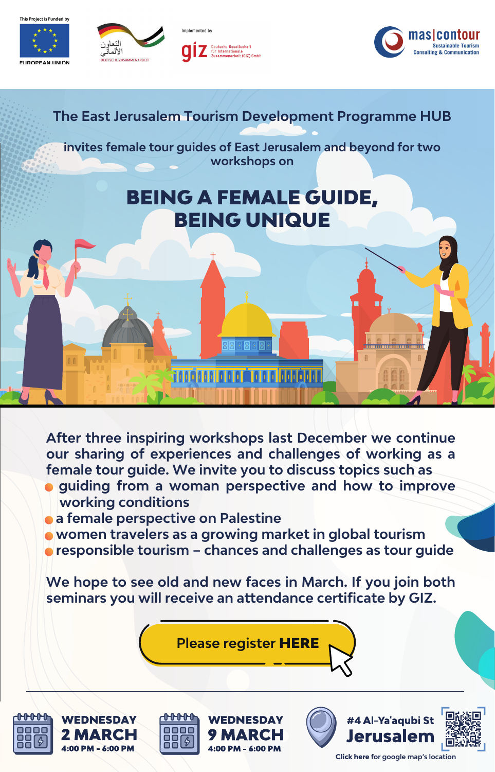This Project is Funded by EUROPEAN UNION

التعاون الألماني DEUTSCHE ZUSAMMENARBEIT

Implemented by giz Deutsche Gesellschaft für Internationale Zusammenarbeit (GIZ) GmbH

mas|contour Sustainable Tourism Consulting & Communication

The East Jerusalem Tourism Development Programme HUB

invites female tour guides of East Jerusalem and beyond for two workshops on

# BEING A FEMALE GUIDE, BEING UNIQUE

After three inspiring workshops last December we continue our sharing of experiences and challenges of working as a female tour guide. We invite you to discuss topics such as

- guiding from a woman perspective and how to improve working conditions
- a female perspective on Palestine
- women travelers as a growing market in global tourism
- responsible tourism – chances and challenges as tour guide

We hope to see old and new faces in March. If you join both seminars you will receive an attendance certificate by GIZ.

Please register **HERE**

**WEDNESDAY 2 MARCH**
4:00 PM - 6:00 PM

**WEDNESDAY 9 MARCH**
4:00 PM - 6:00 PM

**#4 Al-Ya'aqubi St Jerusalem**

**Click here** for google map's location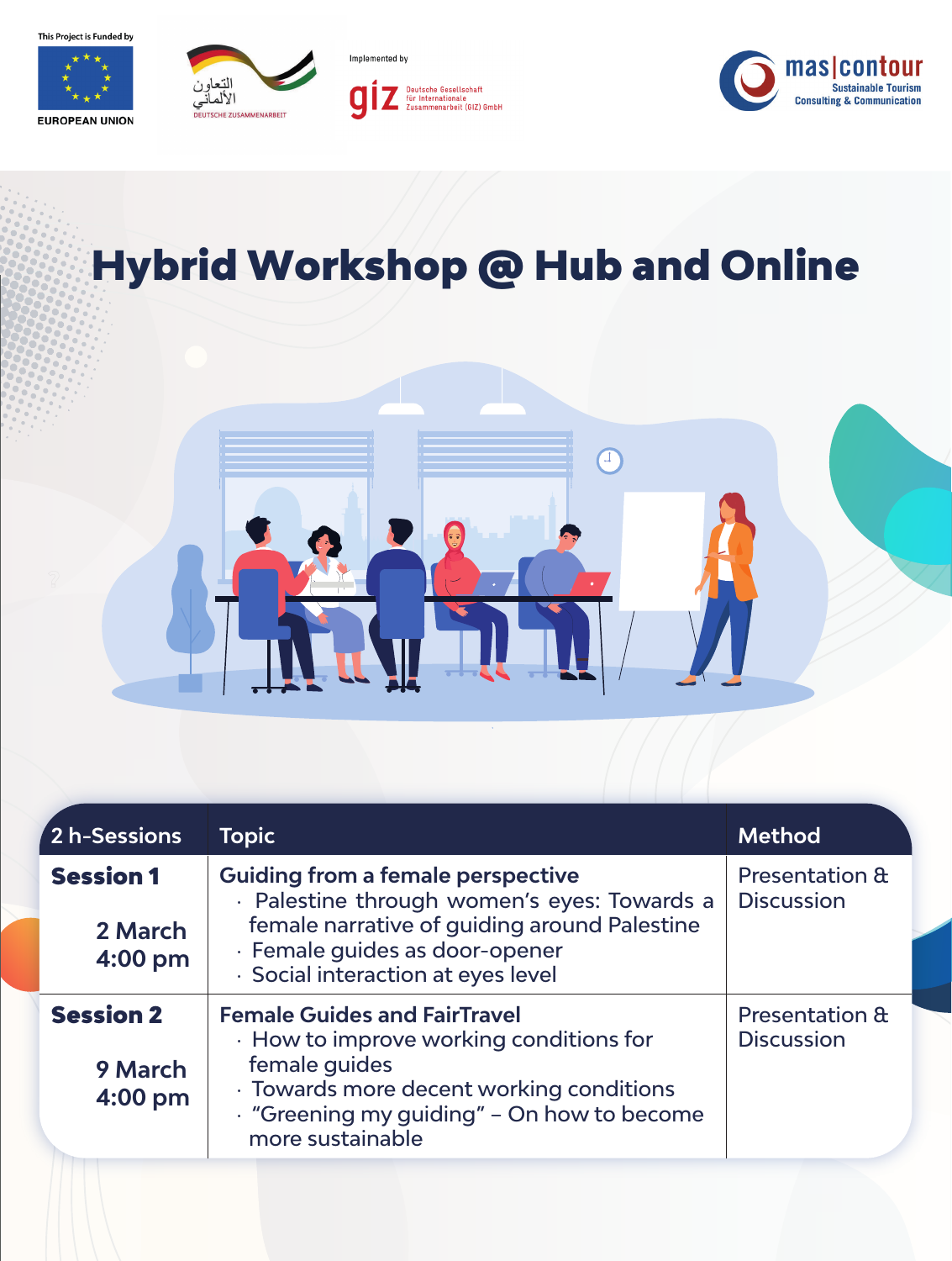This Project is Funded by

EUROPEAN UNION

التعاون الألماني
DEUTSCHE ZUSAMMENARBEIT

Implemented by

giz Deutsche Gesellschaft für Internationale Zusammenarbeit (GIZ) GmbH

mas|contour
Sustainable Tourism
Consulting & Communication

# Hybrid Workshop @ Hub and Online

| 2 h-Sessions | Topic | Method |
|---|---|---|
| **Session 1**<br><br>2 March<br>4:00 pm | **Guiding from a female perspective**<br>· Palestine through women's eyes: Towards a female narrative of guiding around Palestine<br>· Female guides as door-opener<br>· Social interaction at eyes level | Presentation & Discussion |
| **Session 2**<br><br>9 March<br>4:00 pm | **Female Guides and FairTravel**<br>· How to improve working conditions for female guides<br>· Towards more decent working conditions<br>· "Greening my guiding" – On how to become more sustainable | Presentation & Discussion |